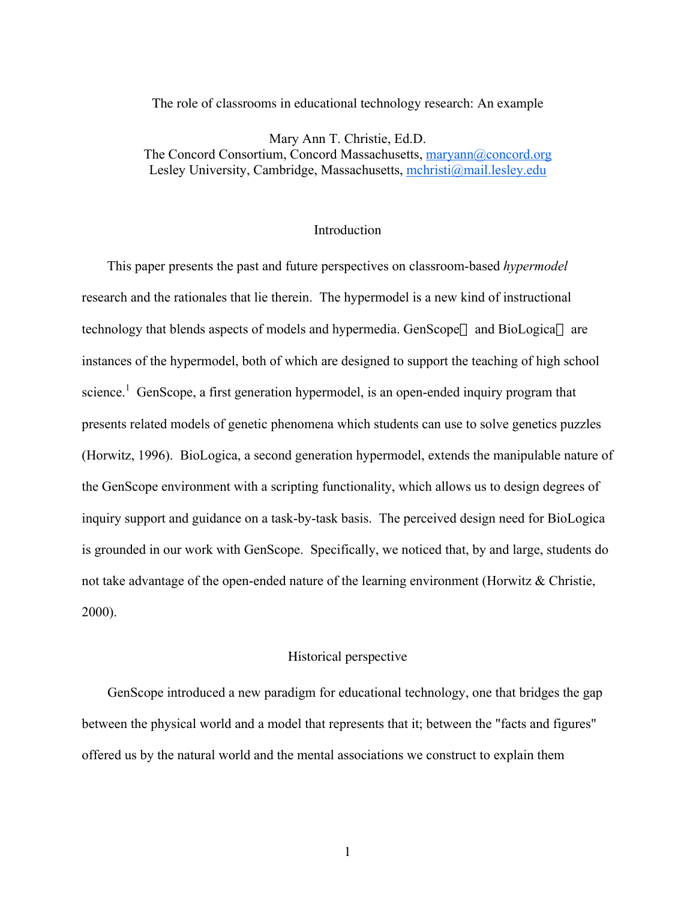# The role of classrooms in educational technology research: An example

Mary Ann T. Christie, Ed.D.
The Concord Consortium, Concord Massachusetts, maryann@concord.org
Lesley University, Cambridge, Massachusetts, mchristi@mail.lesley.edu

## Introduction

This paper presents the past and future perspectives on classroom-based *hypermodel* research and the rationales that lie therein. The hypermodel is a new kind of instructional technology that blends aspects of models and hypermedia. GenScope and BioLogica are instances of the hypermodel, both of which are designed to support the teaching of high school science.[1] GenScope, a first generation hypermodel, is an open-ended inquiry program that presents related models of genetic phenomena which students can use to solve genetics puzzles (Horwitz, 1996). BioLogica, a second generation hypermodel, extends the manipulable nature of the GenScope environment with a scripting functionality, which allows us to design degrees of inquiry support and guidance on a task-by-task basis. The perceived design need for BioLogica is grounded in our work with GenScope. Specifically, we noticed that, by and large, students do not take advantage of the open-ended nature of the learning environment (Horwitz & Christie, 2000).

## Historical perspective

GenScope introduced a new paradigm for educational technology, one that bridges the gap between the physical world and a model that represents that it; between the "facts and figures" offered us by the natural world and the mental associations we construct to explain them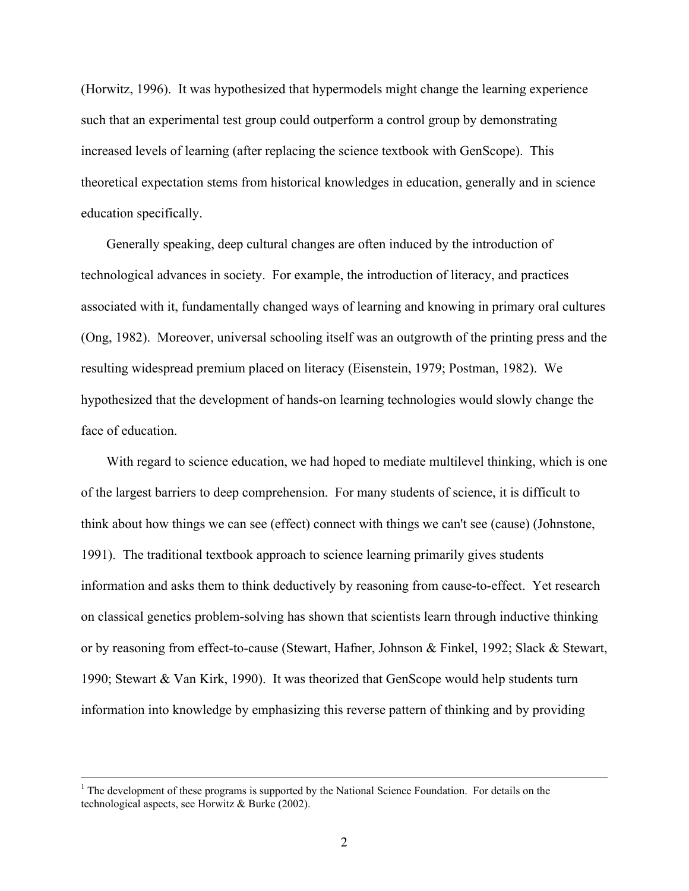(Horwitz, 1996). It was hypothesized that hypermodels might change the learning experience such that an experimental test group could outperform a control group by demonstrating increased levels of learning (after replacing the science textbook with GenScope). This theoretical expectation stems from historical knowledges in education, generally and in science education specifically.

Generally speaking, deep cultural changes are often induced by the introduction of technological advances in society. For example, the introduction of literacy, and practices associated with it, fundamentally changed ways of learning and knowing in primary oral cultures (Ong, 1982). Moreover, universal schooling itself was an outgrowth of the printing press and the resulting widespread premium placed on literacy (Eisenstein, 1979; Postman, 1982). We hypothesized that the development of hands-on learning technologies would slowly change the face of education.

With regard to science education, we had hoped to mediate multilevel thinking, which is one of the largest barriers to deep comprehension. For many students of science, it is difficult to think about how things we can see (effect) connect with things we can't see (cause) (Johnstone, 1991). The traditional textbook approach to science learning primarily gives students information and asks them to think deductively by reasoning from cause-to-effect. Yet research on classical genetics problem-solving has shown that scientists learn through inductive thinking or by reasoning from effect-to-cause (Stewart, Hafner, Johnson & Finkel, 1992; Slack & Stewart, 1990; Stewart & Van Kirk, 1990). It was theorized that GenScope would help students turn information into knowledge by emphasizing this reverse pattern of thinking and by providing

---

[1] The development of these programs is supported by the National Science Foundation. For details on the technological aspects, see Horwitz & Burke (2002).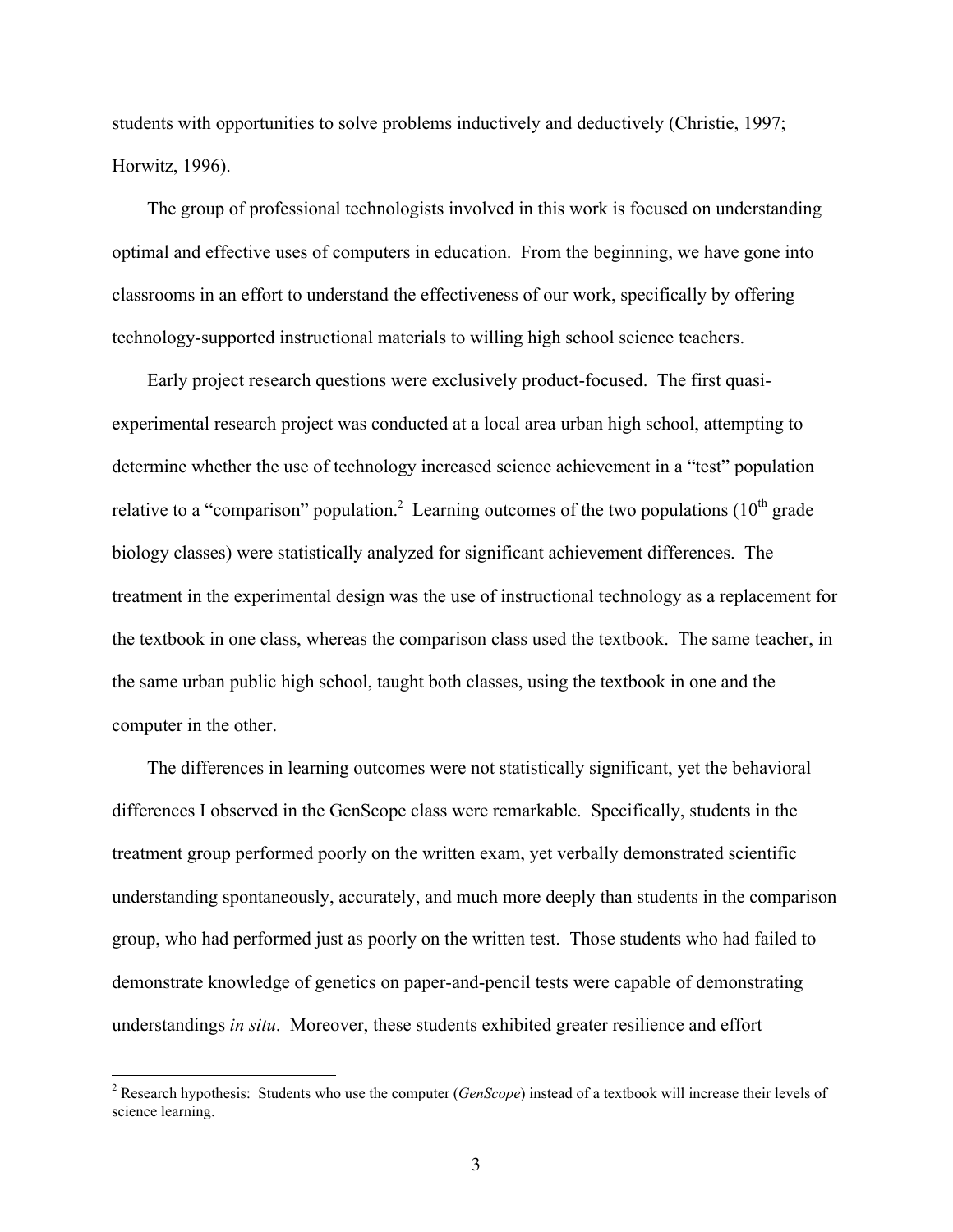students with opportunities to solve problems inductively and deductively (Christie, 1997; Horwitz, 1996).

The group of professional technologists involved in this work is focused on understanding optimal and effective uses of computers in education. From the beginning, we have gone into classrooms in an effort to understand the effectiveness of our work, specifically by offering technology-supported instructional materials to willing high school science teachers.

Early project research questions were exclusively product-focused. The first quasi-experimental research project was conducted at a local area urban high school, attempting to determine whether the use of technology increased science achievement in a "test" population relative to a "comparison" population.[2] Learning outcomes of the two populations (10th grade biology classes) were statistically analyzed for significant achievement differences. The treatment in the experimental design was the use of instructional technology as a replacement for the textbook in one class, whereas the comparison class used the textbook. The same teacher, in the same urban public high school, taught both classes, using the textbook in one and the computer in the other.

The differences in learning outcomes were not statistically significant, yet the behavioral differences I observed in the GenScope class were remarkable. Specifically, students in the treatment group performed poorly on the written exam, yet verbally demonstrated scientific understanding spontaneously, accurately, and much more deeply than students in the comparison group, who had performed just as poorly on the written test. Those students who had failed to demonstrate knowledge of genetics on paper-and-pencil tests were capable of demonstrating understandings *in situ*. Moreover, these students exhibited greater resilience and effort

[2] Research hypothesis: Students who use the computer (*GenScope*) instead of a textbook will increase their levels of science learning.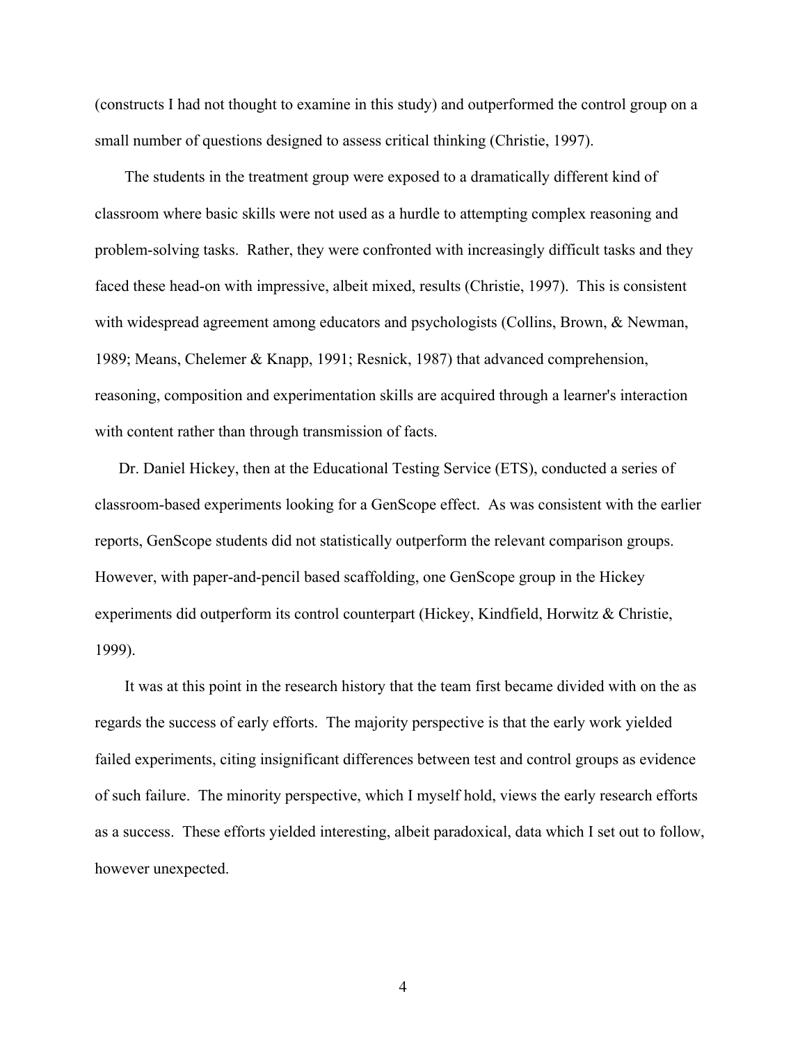(constructs I had not thought to examine in this study) and outperformed the control group on a small number of questions designed to assess critical thinking (Christie, 1997).

The students in the treatment group were exposed to a dramatically different kind of classroom where basic skills were not used as a hurdle to attempting complex reasoning and problem-solving tasks. Rather, they were confronted with increasingly difficult tasks and they faced these head-on with impressive, albeit mixed, results (Christie, 1997). This is consistent with widespread agreement among educators and psychologists (Collins, Brown, & Newman, 1989; Means, Chelemer & Knapp, 1991; Resnick, 1987) that advanced comprehension, reasoning, composition and experimentation skills are acquired through a learner's interaction with content rather than through transmission of facts.

Dr. Daniel Hickey, then at the Educational Testing Service (ETS), conducted a series of classroom-based experiments looking for a GenScope effect. As was consistent with the earlier reports, GenScope students did not statistically outperform the relevant comparison groups. However, with paper-and-pencil based scaffolding, one GenScope group in the Hickey experiments did outperform its control counterpart (Hickey, Kindfield, Horwitz & Christie, 1999).

It was at this point in the research history that the team first became divided with on the as regards the success of early efforts. The majority perspective is that the early work yielded failed experiments, citing insignificant differences between test and control groups as evidence of such failure. The minority perspective, which I myself hold, views the early research efforts as a success. These efforts yielded interesting, albeit paradoxical, data which I set out to follow, however unexpected.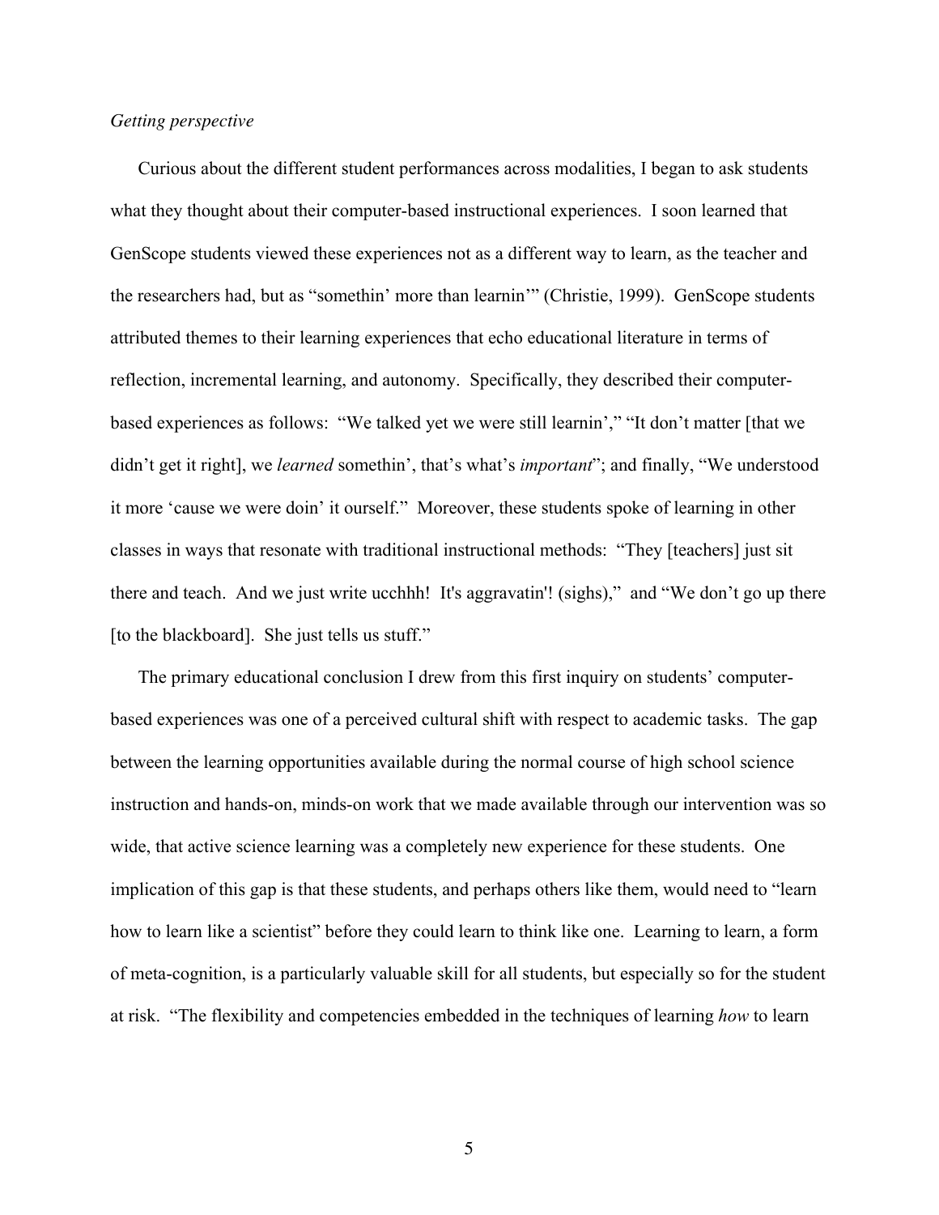*Getting perspective*

Curious about the different student performances across modalities, I began to ask students what they thought about their computer-based instructional experiences. I soon learned that GenScope students viewed these experiences not as a different way to learn, as the teacher and the researchers had, but as "somethin' more than learnin'" (Christie, 1999). GenScope students attributed themes to their learning experiences that echo educational literature in terms of reflection, incremental learning, and autonomy. Specifically, they described their computer-based experiences as follows: "We talked yet we were still learnin'," "It don't matter [that we didn't get it right], we *learned* somethin', that's what's *important*"; and finally, "We understood it more 'cause we were doin' it ourself." Moreover, these students spoke of learning in other classes in ways that resonate with traditional instructional methods: "They [teachers] just sit there and teach. And we just write ucchhh! It's aggravatin'! (sighs)," and "We don't go up there [to the blackboard]. She just tells us stuff."

The primary educational conclusion I drew from this first inquiry on students' computer-based experiences was one of a perceived cultural shift with respect to academic tasks. The gap between the learning opportunities available during the normal course of high school science instruction and hands-on, minds-on work that we made available through our intervention was so wide, that active science learning was a completely new experience for these students. One implication of this gap is that these students, and perhaps others like them, would need to "learn how to learn like a scientist" before they could learn to think like one. Learning to learn, a form of meta-cognition, is a particularly valuable skill for all students, but especially so for the student at risk. "The flexibility and competencies embedded in the techniques of learning *how* to learn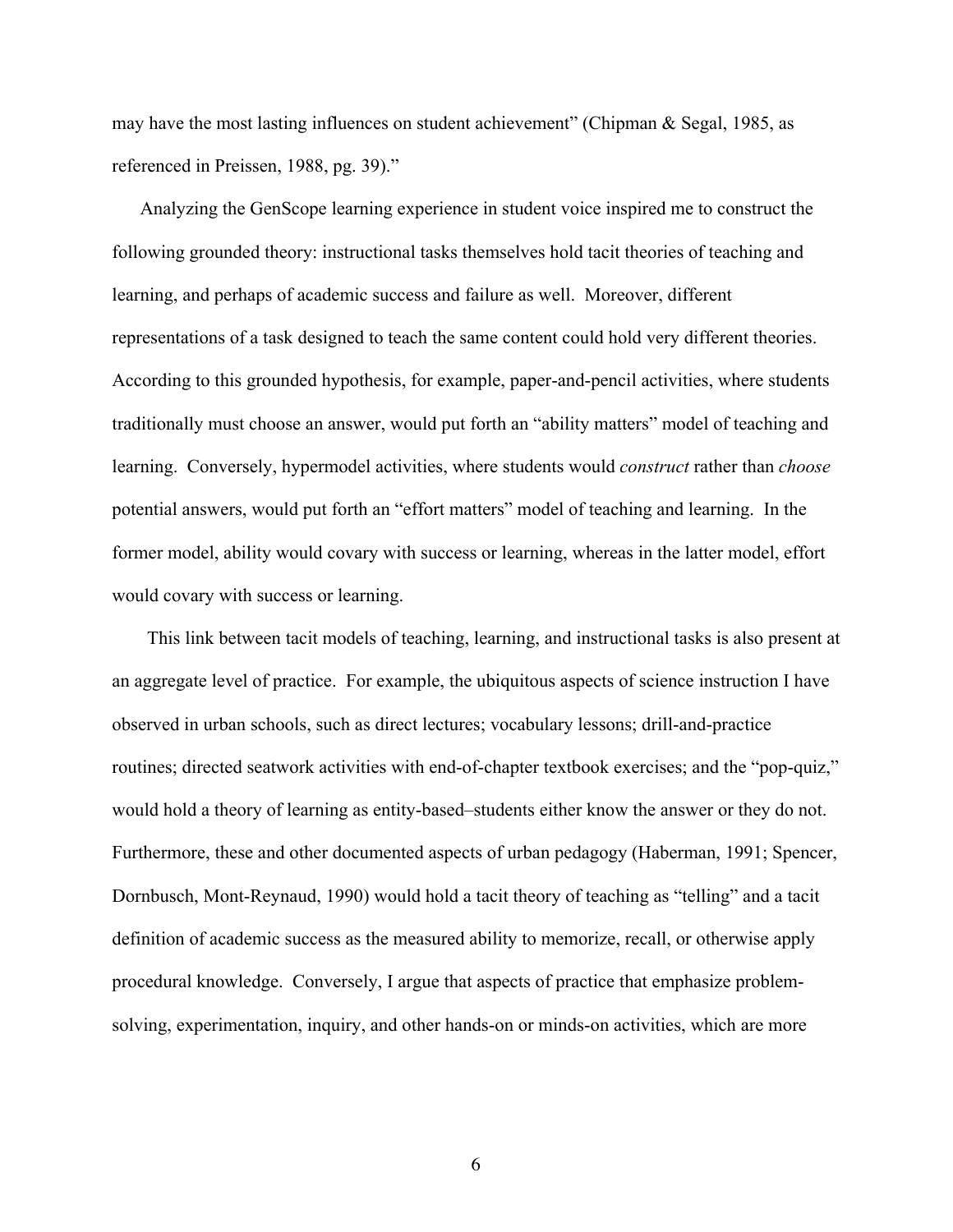may have the most lasting influences on student achievement" (Chipman & Segal, 1985, as referenced in Preissen, 1988, pg. 39)."

Analyzing the GenScope learning experience in student voice inspired me to construct the following grounded theory: instructional tasks themselves hold tacit theories of teaching and learning, and perhaps of academic success and failure as well. Moreover, different representations of a task designed to teach the same content could hold very different theories. According to this grounded hypothesis, for example, paper-and-pencil activities, where students traditionally must choose an answer, would put forth an "ability matters" model of teaching and learning. Conversely, hypermodel activities, where students would *construct* rather than *choose* potential answers, would put forth an "effort matters" model of teaching and learning. In the former model, ability would covary with success or learning, whereas in the latter model, effort would covary with success or learning.

This link between tacit models of teaching, learning, and instructional tasks is also present at an aggregate level of practice. For example, the ubiquitous aspects of science instruction I have observed in urban schools, such as direct lectures; vocabulary lessons; drill-and-practice routines; directed seatwork activities with end-of-chapter textbook exercises; and the "pop-quiz," would hold a theory of learning as entity-based–students either know the answer or they do not. Furthermore, these and other documented aspects of urban pedagogy (Haberman, 1991; Spencer, Dornbusch, Mont-Reynaud, 1990) would hold a tacit theory of teaching as "telling" and a tacit definition of academic success as the measured ability to memorize, recall, or otherwise apply procedural knowledge. Conversely, I argue that aspects of practice that emphasize problem-solving, experimentation, inquiry, and other hands-on or minds-on activities, which are more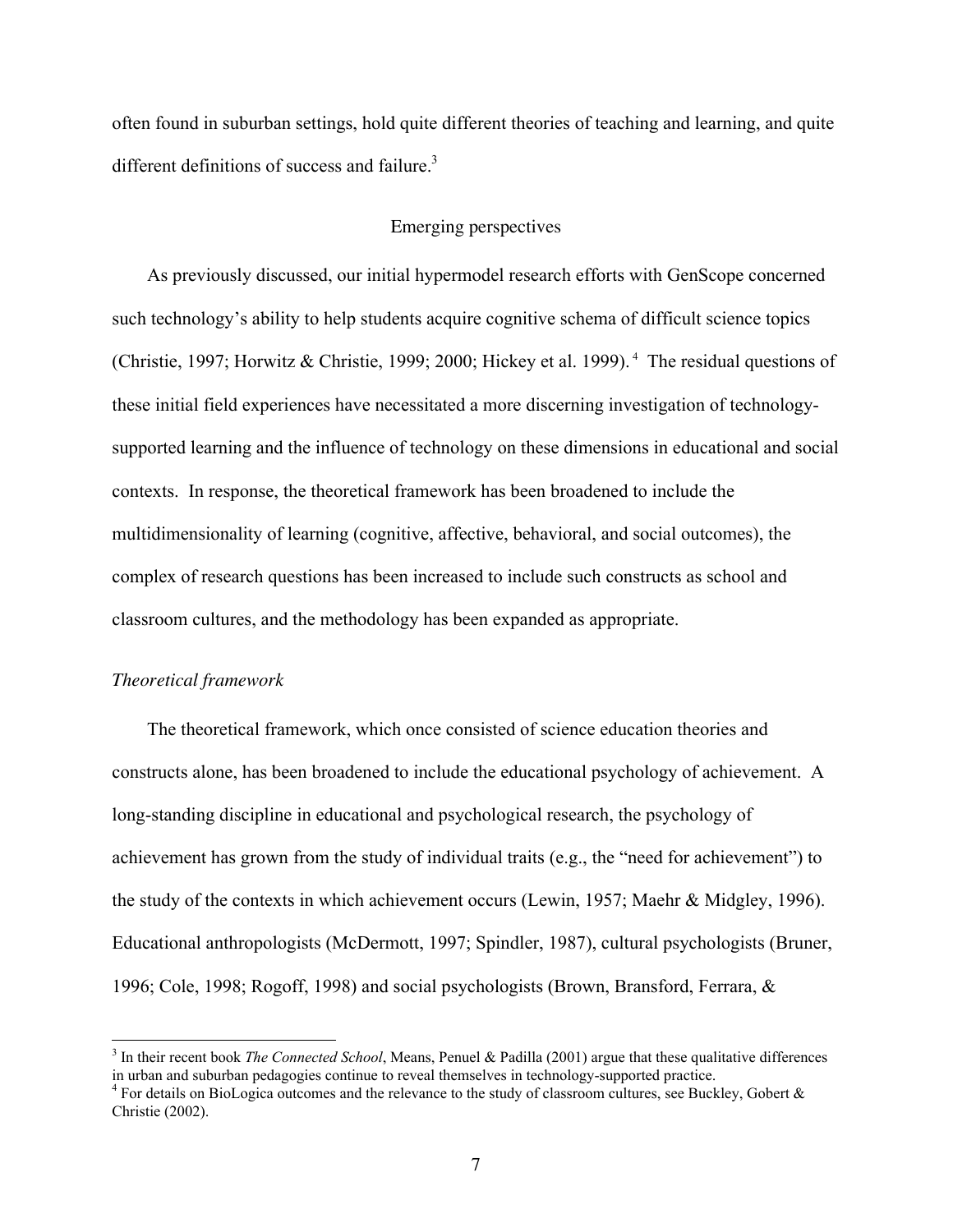often found in suburban settings, hold quite different theories of teaching and learning, and quite different definitions of success and failure.[3]

## Emerging perspectives

As previously discussed, our initial hypermodel research efforts with GenScope concerned such technology's ability to help students acquire cognitive schema of difficult science topics (Christie, 1997; Horwitz & Christie, 1999; 2000; Hickey et al. 1999).[4] The residual questions of these initial field experiences have necessitated a more discerning investigation of technology-supported learning and the influence of technology on these dimensions in educational and social contexts. In response, the theoretical framework has been broadened to include the multidimensionality of learning (cognitive, affective, behavioral, and social outcomes), the complex of research questions has been increased to include such constructs as school and classroom cultures, and the methodology has been expanded as appropriate.

### *Theoretical framework*

The theoretical framework, which once consisted of science education theories and constructs alone, has been broadened to include the educational psychology of achievement. A long-standing discipline in educational and psychological research, the psychology of achievement has grown from the study of individual traits (e.g., the "need for achievement") to the study of the contexts in which achievement occurs (Lewin, 1957; Maehr & Midgley, 1996). Educational anthropologists (McDermott, 1997; Spindler, 1987), cultural psychologists (Bruner, 1996; Cole, 1998; Rogoff, 1998) and social psychologists (Brown, Bransford, Ferrara, &

---

[3] In their recent book *The Connected School*, Means, Penuel & Padilla (2001) argue that these qualitative differences in urban and suburban pedagogies continue to reveal themselves in technology-supported practice.

[4] For details on BioLogica outcomes and the relevance to the study of classroom cultures, see Buckley, Gobert & Christie (2002).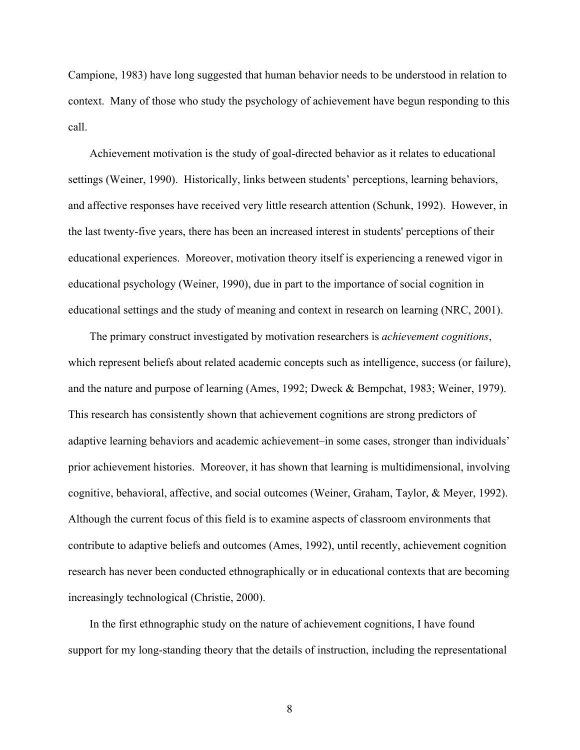Campione, 1983) have long suggested that human behavior needs to be understood in relation to context. Many of those who study the psychology of achievement have begun responding to this call.

Achievement motivation is the study of goal-directed behavior as it relates to educational settings (Weiner, 1990). Historically, links between students' perceptions, learning behaviors, and affective responses have received very little research attention (Schunk, 1992). However, in the last twenty-five years, there has been an increased interest in students' perceptions of their educational experiences. Moreover, motivation theory itself is experiencing a renewed vigor in educational psychology (Weiner, 1990), due in part to the importance of social cognition in educational settings and the study of meaning and context in research on learning (NRC, 2001).

The primary construct investigated by motivation researchers is *achievement cognitions*, which represent beliefs about related academic concepts such as intelligence, success (or failure), and the nature and purpose of learning (Ames, 1992; Dweck & Bempchat, 1983; Weiner, 1979). This research has consistently shown that achievement cognitions are strong predictors of adaptive learning behaviors and academic achievement–in some cases, stronger than individuals' prior achievement histories. Moreover, it has shown that learning is multidimensional, involving cognitive, behavioral, affective, and social outcomes (Weiner, Graham, Taylor, & Meyer, 1992). Although the current focus of this field is to examine aspects of classroom environments that contribute to adaptive beliefs and outcomes (Ames, 1992), until recently, achievement cognition research has never been conducted ethnographically or in educational contexts that are becoming increasingly technological (Christie, 2000).

In the first ethnographic study on the nature of achievement cognitions, I have found support for my long-standing theory that the details of instruction, including the representational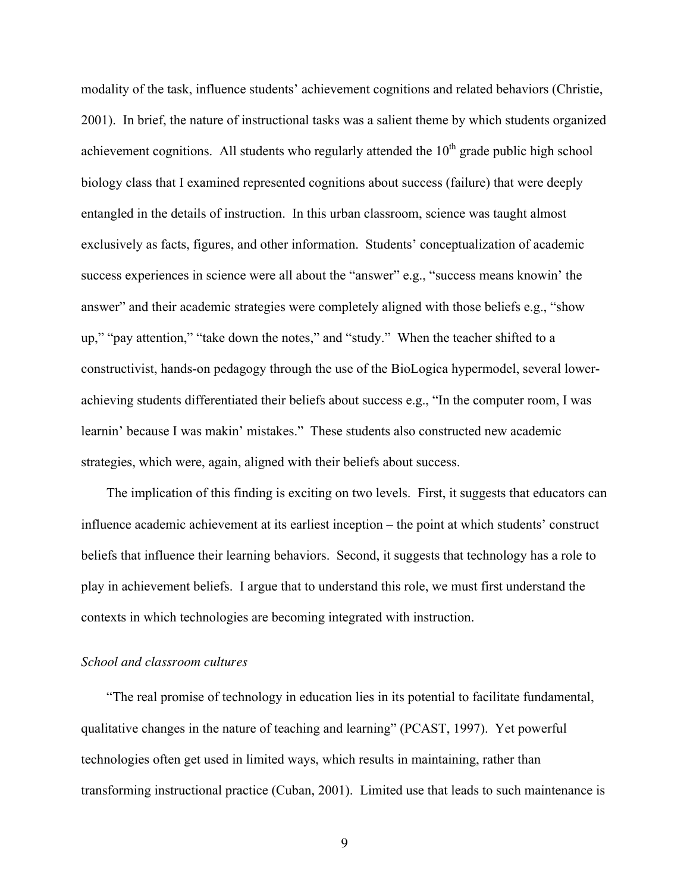modality of the task, influence students' achievement cognitions and related behaviors (Christie, 2001). In brief, the nature of instructional tasks was a salient theme by which students organized achievement cognitions. All students who regularly attended the $10^{th}$ grade public high school biology class that I examined represented cognitions about success (failure) that were deeply entangled in the details of instruction. In this urban classroom, science was taught almost exclusively as facts, figures, and other information. Students' conceptualization of academic success experiences in science were all about the "answer" e.g., "success means knowin' the answer" and their academic strategies were completely aligned with those beliefs e.g., "show up," "pay attention," "take down the notes," and "study." When the teacher shifted to a constructivist, hands-on pedagogy through the use of the BioLogica hypermodel, several lower-achieving students differentiated their beliefs about success e.g., "In the computer room, I was learnin' because I was makin' mistakes." These students also constructed new academic strategies, which were, again, aligned with their beliefs about success.

The implication of this finding is exciting on two levels. First, it suggests that educators can influence academic achievement at its earliest inception – the point at which students' construct beliefs that influence their learning behaviors. Second, it suggests that technology has a role to play in achievement beliefs. I argue that to understand this role, we must first understand the contexts in which technologies are becoming integrated with instruction.

*School and classroom cultures*

"The real promise of technology in education lies in its potential to facilitate fundamental, qualitative changes in the nature of teaching and learning" (PCAST, 1997). Yet powerful technologies often get used in limited ways, which results in maintaining, rather than transforming instructional practice (Cuban, 2001). Limited use that leads to such maintenance is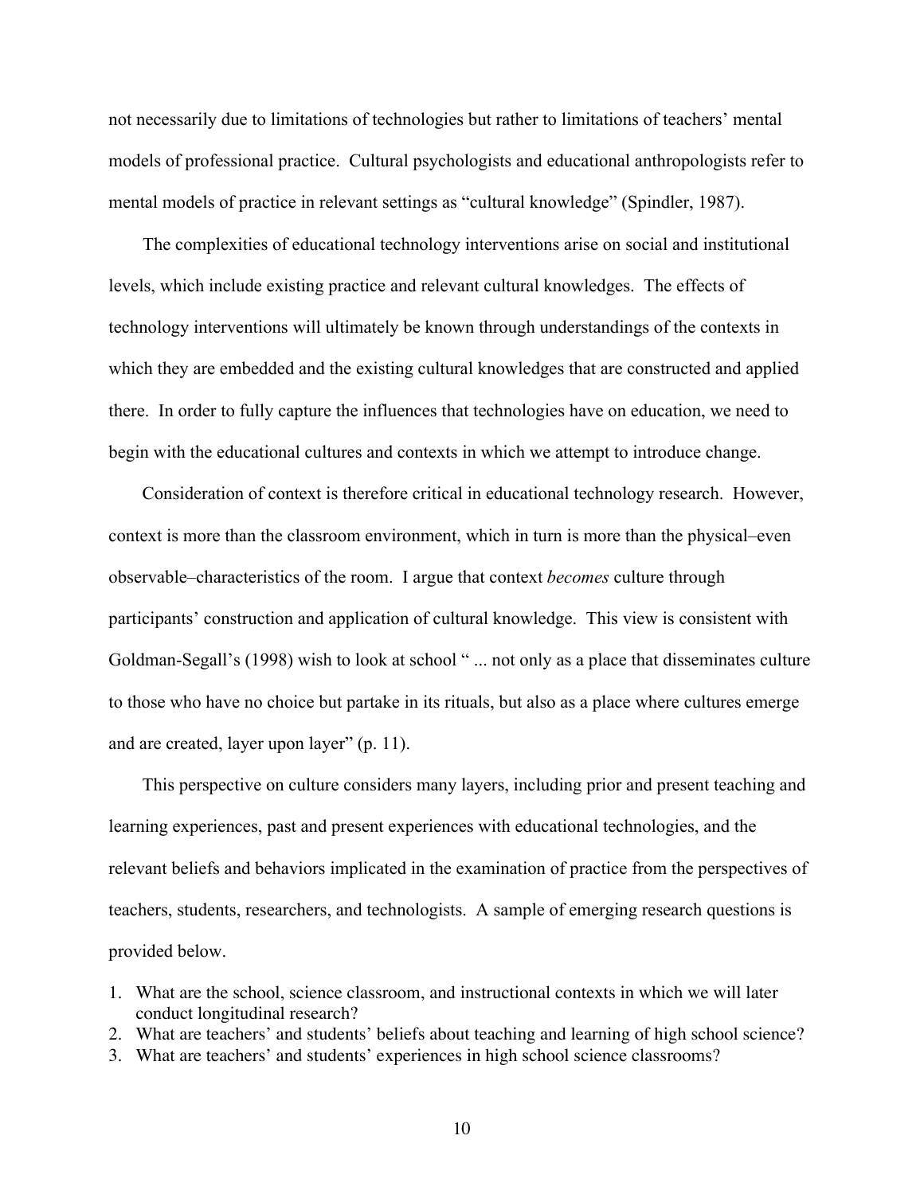not necessarily due to limitations of technologies but rather to limitations of teachers' mental models of professional practice. Cultural psychologists and educational anthropologists refer to mental models of practice in relevant settings as "cultural knowledge" (Spindler, 1987).

The complexities of educational technology interventions arise on social and institutional levels, which include existing practice and relevant cultural knowledges. The effects of technology interventions will ultimately be known through understandings of the contexts in which they are embedded and the existing cultural knowledges that are constructed and applied there. In order to fully capture the influences that technologies have on education, we need to begin with the educational cultures and contexts in which we attempt to introduce change.

Consideration of context is therefore critical in educational technology research. However, context is more than the classroom environment, which in turn is more than the physical–even observable–characteristics of the room. I argue that context *becomes* culture through participants' construction and application of cultural knowledge. This view is consistent with Goldman-Segall's (1998) wish to look at school " ... not only as a place that disseminates culture to those who have no choice but partake in its rituals, but also as a place where cultures emerge and are created, layer upon layer" (p. 11).

This perspective on culture considers many layers, including prior and present teaching and learning experiences, past and present experiences with educational technologies, and the relevant beliefs and behaviors implicated in the examination of practice from the perspectives of teachers, students, researchers, and technologists. A sample of emerging research questions is provided below.

1. What are the school, science classroom, and instructional contexts in which we will later conduct longitudinal research?
2. What are teachers' and students' beliefs about teaching and learning of high school science?
3. What are teachers' and students' experiences in high school science classrooms?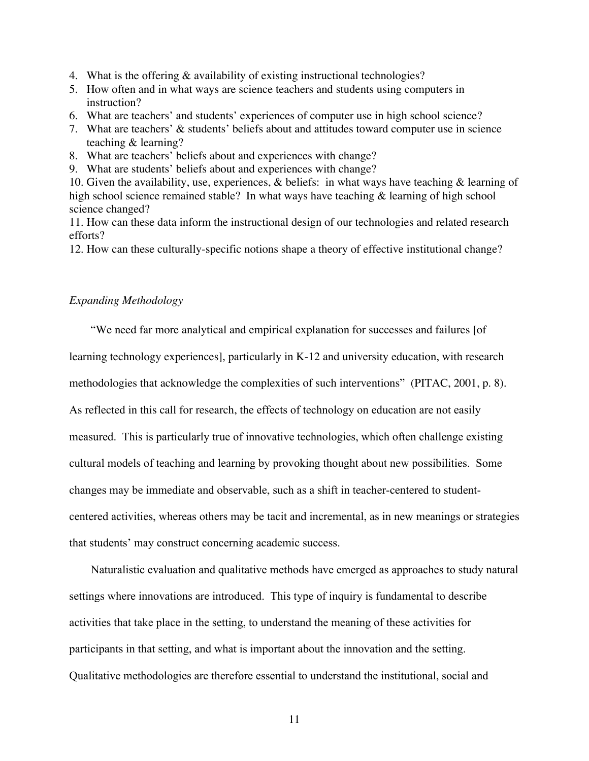4. What is the offering & availability of existing instructional technologies?
5. How often and in what ways are science teachers and students using computers in instruction?
6. What are teachers' and students' experiences of computer use in high school science?
7. What are teachers' & students' beliefs about and attitudes toward computer use in science teaching & learning?
8. What are teachers' beliefs about and experiences with change?
9. What are students' beliefs about and experiences with change?
10. Given the availability, use, experiences, & beliefs: in what ways have teaching & learning of high school science remained stable? In what ways have teaching & learning of high school science changed?
11. How can these data inform the instructional design of our technologies and related research efforts?
12. How can these culturally-specific notions shape a theory of effective institutional change?

*Expanding Methodology*

"We need far more analytical and empirical explanation for successes and failures [of learning technology experiences], particularly in K-12 and university education, with research methodologies that acknowledge the complexities of such interventions" (PITAC, 2001, p. 8). As reflected in this call for research, the effects of technology on education are not easily measured. This is particularly true of innovative technologies, which often challenge existing cultural models of teaching and learning by provoking thought about new possibilities. Some changes may be immediate and observable, such as a shift in teacher-centered to student-centered activities, whereas others may be tacit and incremental, as in new meanings or strategies that students' may construct concerning academic success.

Naturalistic evaluation and qualitative methods have emerged as approaches to study natural settings where innovations are introduced. This type of inquiry is fundamental to describe activities that take place in the setting, to understand the meaning of these activities for participants in that setting, and what is important about the innovation and the setting. Qualitative methodologies are therefore essential to understand the institutional, social and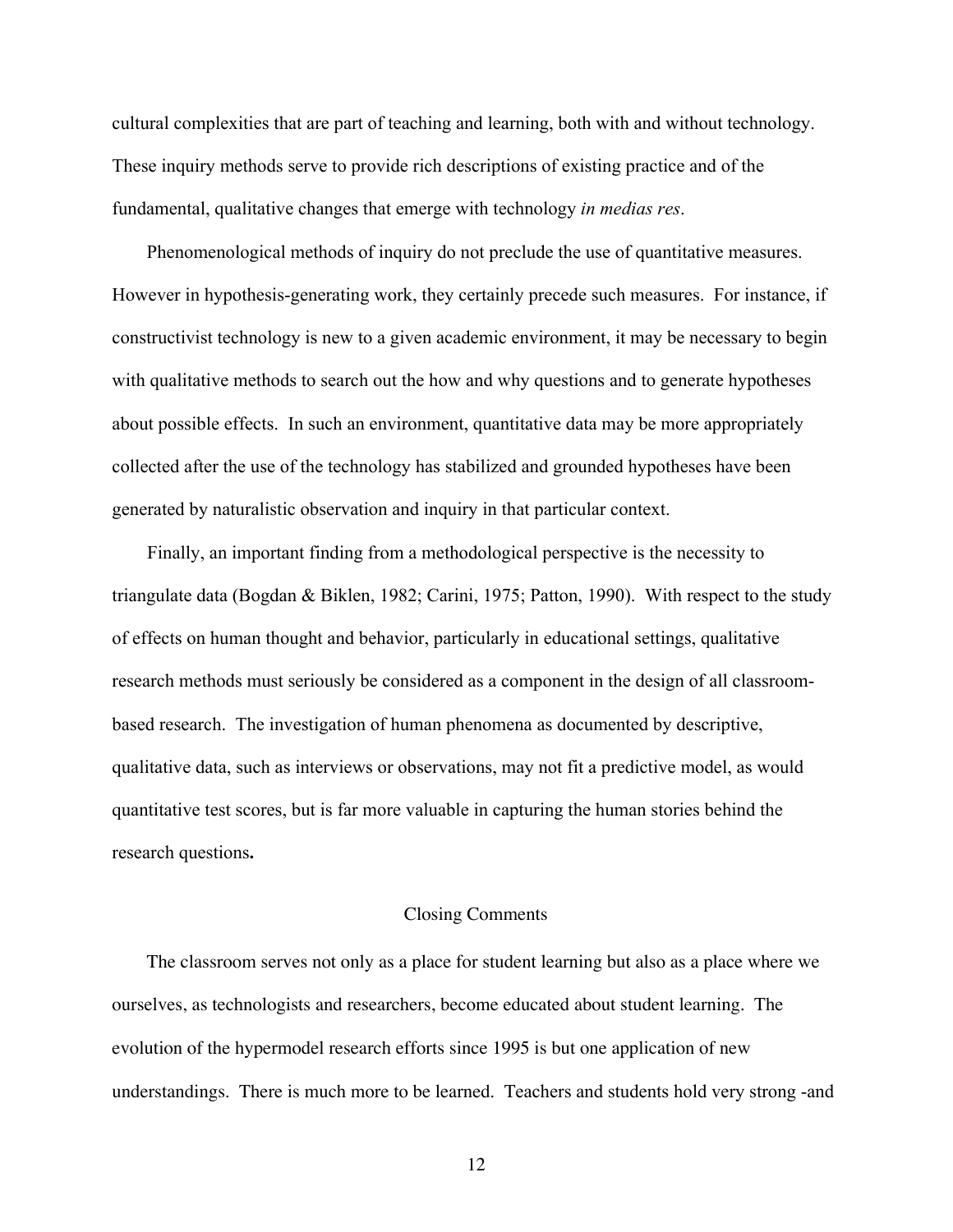cultural complexities that are part of teaching and learning, both with and without technology. These inquiry methods serve to provide rich descriptions of existing practice and of the fundamental, qualitative changes that emerge with technology *in medias res*.

Phenomenological methods of inquiry do not preclude the use of quantitative measures. However in hypothesis-generating work, they certainly precede such measures. For instance, if constructivist technology is new to a given academic environment, it may be necessary to begin with qualitative methods to search out the how and why questions and to generate hypotheses about possible effects. In such an environment, quantitative data may be more appropriately collected after the use of the technology has stabilized and grounded hypotheses have been generated by naturalistic observation and inquiry in that particular context.

Finally, an important finding from a methodological perspective is the necessity to triangulate data (Bogdan & Biklen, 1982; Carini, 1975; Patton, 1990). With respect to the study of effects on human thought and behavior, particularly in educational settings, qualitative research methods must seriously be considered as a component in the design of all classroom-based research. The investigation of human phenomena as documented by descriptive, qualitative data, such as interviews or observations, may not fit a predictive model, as would quantitative test scores, but is far more valuable in capturing the human stories behind the research questions**.**

## Closing Comments

The classroom serves not only as a place for student learning but also as a place where we ourselves, as technologists and researchers, become educated about student learning. The evolution of the hypermodel research efforts since 1995 is but one application of new understandings. There is much more to be learned. Teachers and students hold very strong -and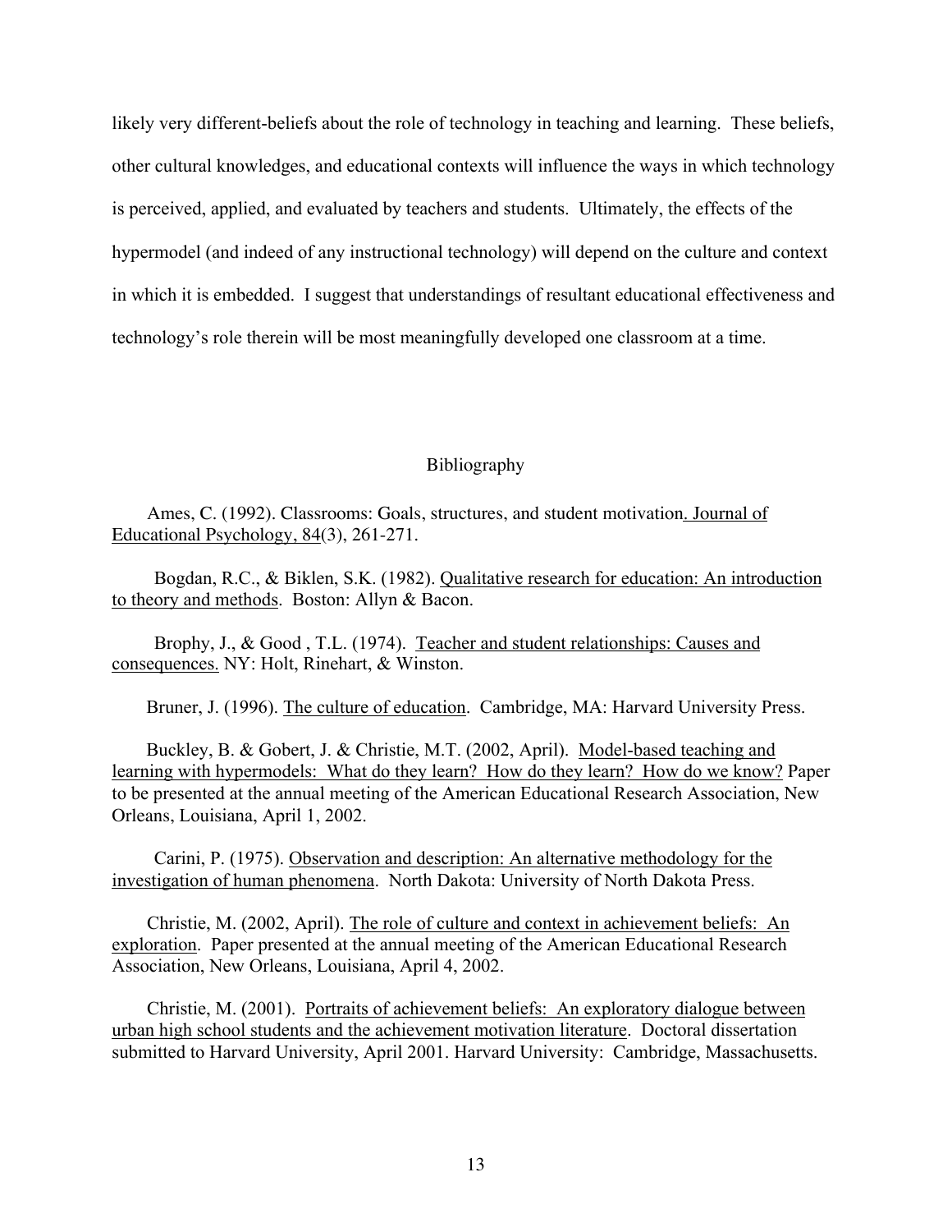likely very different-beliefs about the role of technology in teaching and learning. These beliefs, other cultural knowledges, and educational contexts will influence the ways in which technology is perceived, applied, and evaluated by teachers and students. Ultimately, the effects of the hypermodel (and indeed of any instructional technology) will depend on the culture and context in which it is embedded. I suggest that understandings of resultant educational effectiveness and technology's role therein will be most meaningfully developed one classroom at a time.

## Bibliography

Ames, C. (1992). Classrooms: Goals, structures, and student motivation. Journal of Educational Psychology, 84(3), 261-271.

Bogdan, R.C., & Biklen, S.K. (1982). Qualitative research for education: An introduction to theory and methods. Boston: Allyn & Bacon.

Brophy, J., & Good , T.L. (1974). Teacher and student relationships: Causes and consequences. NY: Holt, Rinehart, & Winston.

Bruner, J. (1996). The culture of education. Cambridge, MA: Harvard University Press.

Buckley, B. & Gobert, J. & Christie, M.T. (2002, April). Model-based teaching and learning with hypermodels: What do they learn? How do they learn? How do we know? Paper to be presented at the annual meeting of the American Educational Research Association, New Orleans, Louisiana, April 1, 2002.

Carini, P. (1975). Observation and description: An alternative methodology for the investigation of human phenomena. North Dakota: University of North Dakota Press.

Christie, M. (2002, April). The role of culture and context in achievement beliefs: An exploration. Paper presented at the annual meeting of the American Educational Research Association, New Orleans, Louisiana, April 4, 2002.

Christie, M. (2001). Portraits of achievement beliefs: An exploratory dialogue between urban high school students and the achievement motivation literature. Doctoral dissertation submitted to Harvard University, April 2001. Harvard University: Cambridge, Massachusetts.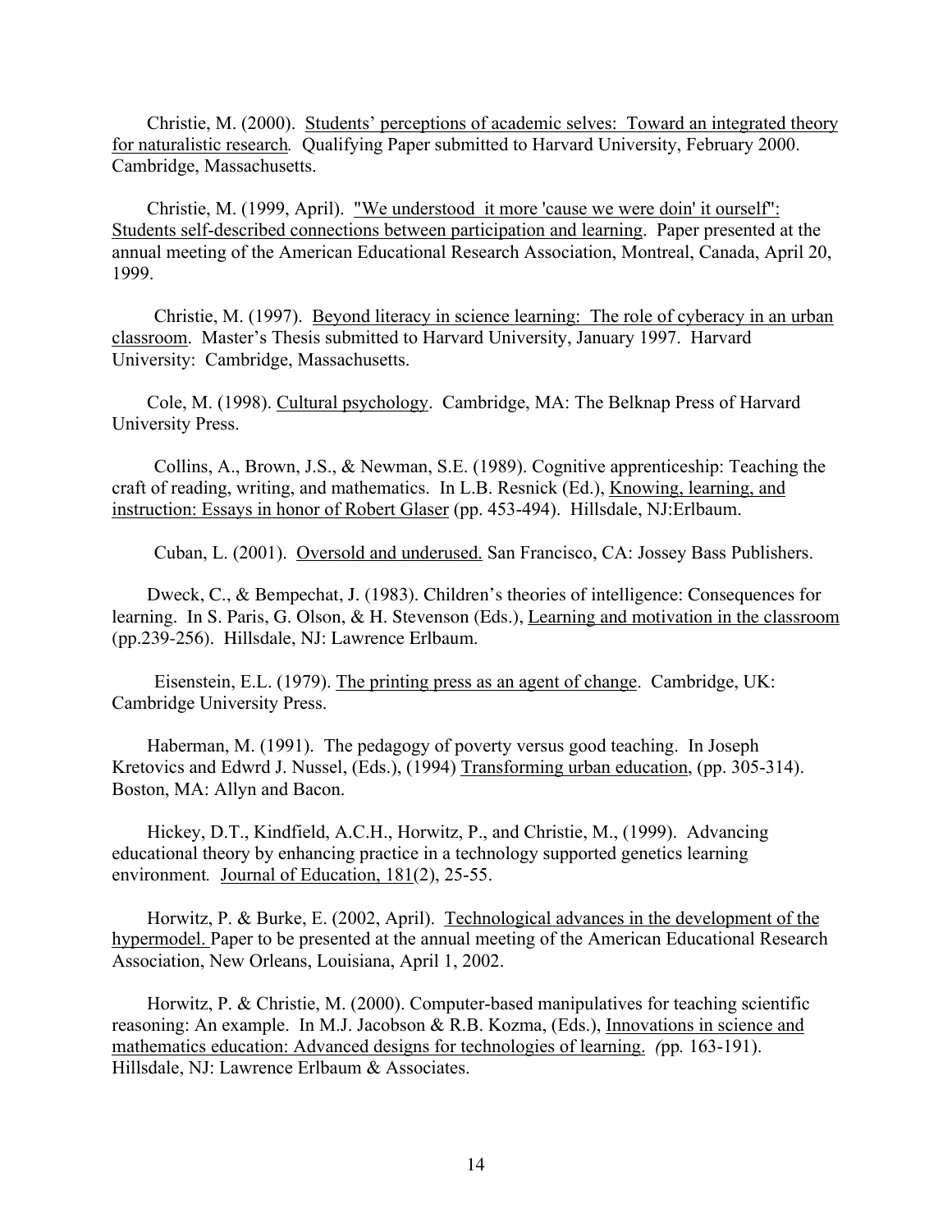Christie, M. (2000). Students' perceptions of academic selves: Toward an integrated theory for naturalistic research. Qualifying Paper submitted to Harvard University, February 2000. Cambridge, Massachusetts.

Christie, M. (1999, April). "We understood it more 'cause we were doin' it ourself": Students self-described connections between participation and learning. Paper presented at the annual meeting of the American Educational Research Association, Montreal, Canada, April 20, 1999.

Christie, M. (1997). Beyond literacy in science learning: The role of cyberacy in an urban classroom. Master's Thesis submitted to Harvard University, January 1997. Harvard University: Cambridge, Massachusetts.

Cole, M. (1998). Cultural psychology. Cambridge, MA: The Belknap Press of Harvard University Press.

Collins, A., Brown, J.S., & Newman, S.E. (1989). Cognitive apprenticeship: Teaching the craft of reading, writing, and mathematics. In L.B. Resnick (Ed.), Knowing, learning, and instruction: Essays in honor of Robert Glaser (pp. 453-494). Hillsdale, NJ:Erlbaum.

Cuban, L. (2001). Oversold and underused. San Francisco, CA: Jossey Bass Publishers.

Dweck, C., & Bempechat, J. (1983). Children's theories of intelligence: Consequences for learning. In S. Paris, G. Olson, & H. Stevenson (Eds.), Learning and motivation in the classroom (pp.239-256). Hillsdale, NJ: Lawrence Erlbaum.

Eisenstein, E.L. (1979). The printing press as an agent of change. Cambridge, UK: Cambridge University Press.

Haberman, M. (1991). The pedagogy of poverty versus good teaching. In Joseph Kretovics and Edwrd J. Nussel, (Eds.), (1994) Transforming urban education, (pp. 305-314). Boston, MA: Allyn and Bacon.

Hickey, D.T., Kindfield, A.C.H., Horwitz, P., and Christie, M., (1999). Advancing educational theory by enhancing practice in a technology supported genetics learning environment. Journal of Education, 181(2), 25-55.

Horwitz, P. & Burke, E. (2002, April). Technological advances in the development of the hypermodel. Paper to be presented at the annual meeting of the American Educational Research Association, New Orleans, Louisiana, April 1, 2002.

Horwitz, P. & Christie, M. (2000). Computer-based manipulatives for teaching scientific reasoning: An example. In M.J. Jacobson & R.B. Kozma, (Eds.), Innovations in science and mathematics education: Advanced designs for technologies of learning. (pp. 163-191). Hillsdale, NJ: Lawrence Erlbaum & Associates.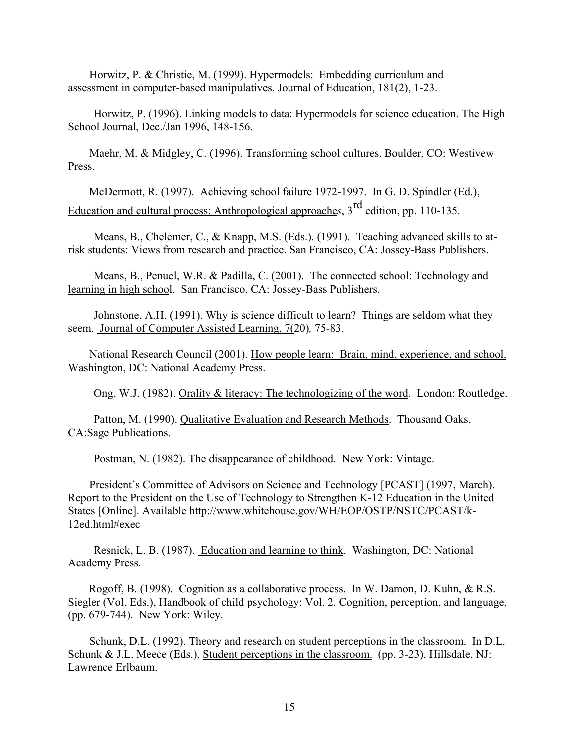Horwitz, P. & Christie, M. (1999). Hypermodels: Embedding curriculum and assessment in computer-based manipulatives. Journal of Education, 181(2), 1-23.

Horwitz, P. (1996). Linking models to data: Hypermodels for science education. The High School Journal, Dec./Jan 1996, 148-156.

Maehr, M. & Midgley, C. (1996). Transforming school cultures. Boulder, CO: Westivew Press.

McDermott, R. (1997). Achieving school failure 1972-1997. In G. D. Spindler (Ed.), Education and cultural process: Anthropological approaches, 3rd edition, pp. 110-135.

Means, B., Chelemer, C., & Knapp, M.S. (Eds.). (1991). Teaching advanced skills to at-risk students: Views from research and practice. San Francisco, CA: Jossey-Bass Publishers.

Means, B., Penuel, W.R. & Padilla, C. (2001). The connected school: Technology and learning in high school. San Francisco, CA: Jossey-Bass Publishers.

Johnstone, A.H. (1991). Why is science difficult to learn? Things are seldom what they seem. Journal of Computer Assisted Learning, 7(20), 75-83.

National Research Council (2001). How people learn: Brain, mind, experience, and school. Washington, DC: National Academy Press.

Ong, W.J. (1982). Orality & literacy: The technologizing of the word. London: Routledge.

Patton, M. (1990). Qualitative Evaluation and Research Methods. Thousand Oaks, CA:Sage Publications.

Postman, N. (1982). The disappearance of childhood. New York: Vintage.

President's Committee of Advisors on Science and Technology [PCAST] (1997, March). Report to the President on the Use of Technology to Strengthen K-12 Education in the United States [Online]. Available http://www.whitehouse.gov/WH/EOP/OSTP/NSTC/PCAST/k-12ed.html#exec

Resnick, L. B. (1987). Education and learning to think. Washington, DC: National Academy Press.

Rogoff, B. (1998). Cognition as a collaborative process. In W. Damon, D. Kuhn, & R.S. Siegler (Vol. Eds.), Handbook of child psychology: Vol. 2. Cognition, perception, and language, (pp. 679-744). New York: Wiley.

Schunk, D.L. (1992). Theory and research on student perceptions in the classroom. In D.L. Schunk & J.L. Meece (Eds.), Student perceptions in the classroom. (pp. 3-23). Hillsdale, NJ: Lawrence Erlbaum.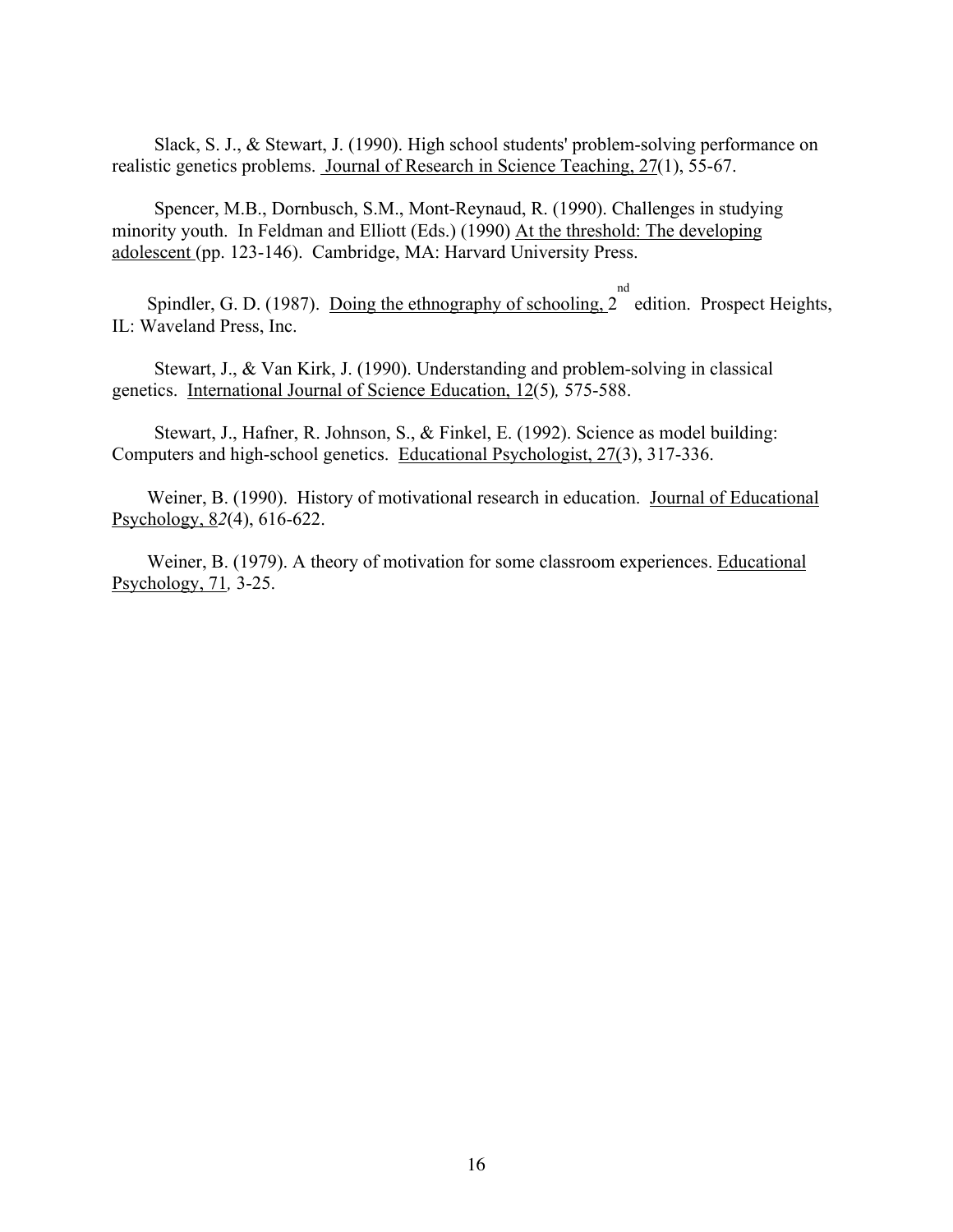Slack, S. J., & Stewart, J. (1990). High school students' problem-solving performance on realistic genetics problems. Journal of Research in Science Teaching, 27(1), 55-67.

Spencer, M.B., Dornbusch, S.M., Mont-Reynaud, R. (1990). Challenges in studying minority youth. In Feldman and Elliott (Eds.) (1990) At the threshold: The developing adolescent (pp. 123-146). Cambridge, MA: Harvard University Press.

Spindler, G. D. (1987). Doing the ethnography of schooling, 2nd edition. Prospect Heights, IL: Waveland Press, Inc.

Stewart, J., & Van Kirk, J. (1990). Understanding and problem-solving in classical genetics. International Journal of Science Education, 12(5), 575-588.

Stewart, J., Hafner, R. Johnson, S., & Finkel, E. (1992). Science as model building: Computers and high-school genetics. Educational Psychologist, 27(3), 317-336.

Weiner, B. (1990). History of motivational research in education. Journal of Educational Psychology, 82(4), 616-622.

Weiner, B. (1979). A theory of motivation for some classroom experiences. Educational Psychology, 71, 3-25.